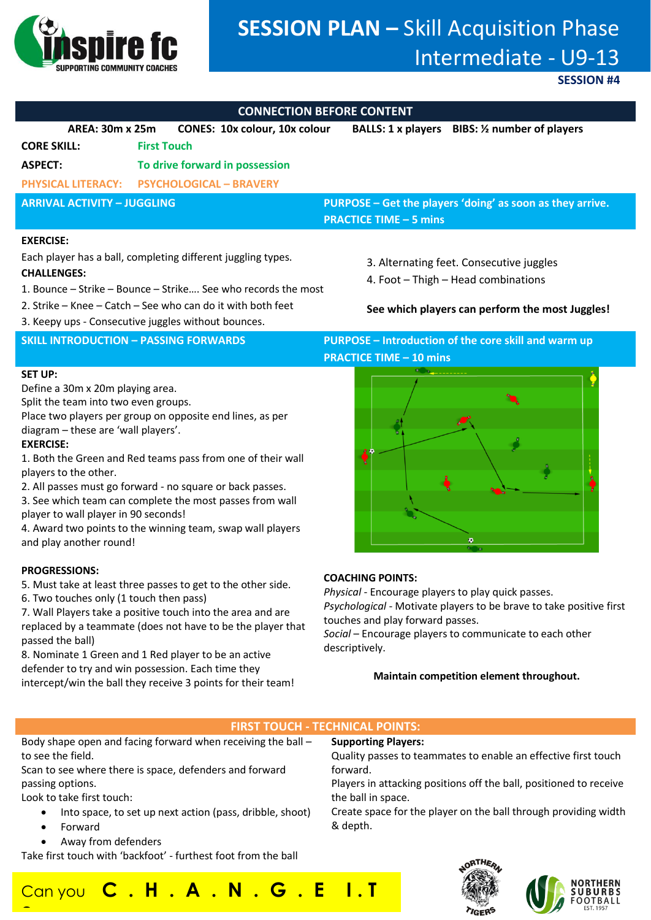# SESSION PLAN – Skill Acquisition Phase Intermediate - U9-13

**SESSION #4**

## CONNECTION BEFORE CONTENT

**AREA: 30m x 25m** **CONES: 10x colour, 10x colour** **BALLS: 1 x players** **BIBS: ½ number of players**

**CORE SKILL:** First Touch

**ASPECT:** To drive forward in possession

**PHYSICAL LITERACY:** PSYCHOLOGICAL – BRAVERY

## ARRIVAL ACTIVITY – JUGGLING

**PURPOSE – Get the players 'doing' as soon as they arrive.**
**PRACTICE TIME – 5 mins**

**EXERCISE:**

Each player has a ball, completing different juggling types.

**CHALLENGES:**

1. Bounce – Strike – Bounce – Strike…. See who records the most
2. Strike – Knee – Catch – See who can do it with both feet
3. Keepy ups - Consecutive juggles without bounces.
3. Alternating feet. Consecutive juggles
4. Foot – Thigh – Head combinations

**See which players can perform the most Juggles!**

## SKILL INTRODUCTION – PASSING FORWARDS

**PURPOSE – Introduction of the core skill and warm up**
**PRACTICE TIME – 10 mins**

**SET UP:**

Define a 30m x 20m playing area.
Split the team into two even groups.
Place two players per group on opposite end lines, as per diagram – these are 'wall players'.

**EXERCISE:**

1. Both the Green and Red teams pass from one of their wall players to the other.
2. All passes must go forward - no square or back passes.
3. See which team can complete the most passes from wall player to wall player in 90 seconds!
4. Award two points to the winning team, swap wall players and play another round!

**PROGRESSIONS:**

5. Must take at least three passes to get to the other side.
6. Two touches only (1 touch then pass)
7. Wall Players take a positive touch into the area and are replaced by a teammate (does not have to be the player that passed the ball)
8. Nominate 1 Green and 1 Red player to be an active defender to try and win possession. Each time they intercept/win the ball they receive 3 points for their team!

**COACHING POINTS:**

*Physical* - Encourage players to play quick passes.
*Psychological* - Motivate players to be brave to take positive first touches and play forward passes.
*Social* – Encourage players to communicate to each other descriptively.

**Maintain competition element throughout.**

## FIRST TOUCH - TECHNICAL POINTS:

Body shape open and facing forward when receiving the ball – to see the field.
Scan to see where there is space, defenders and forward passing options.
Look to take first touch:

- Into space, to set up next action (pass, dribble, shoot)
- Forward
- Away from defenders

Take first touch with 'backfoot' - furthest foot from the ball

**Supporting Players:**

Quality passes to teammates to enable an effective first touch forward.
Players in attacking positions off the ball, positioned to receive the ball in space.
Create space for the player on the ball through providing width & depth.

Can you **C . H . A . N . G . E I . T**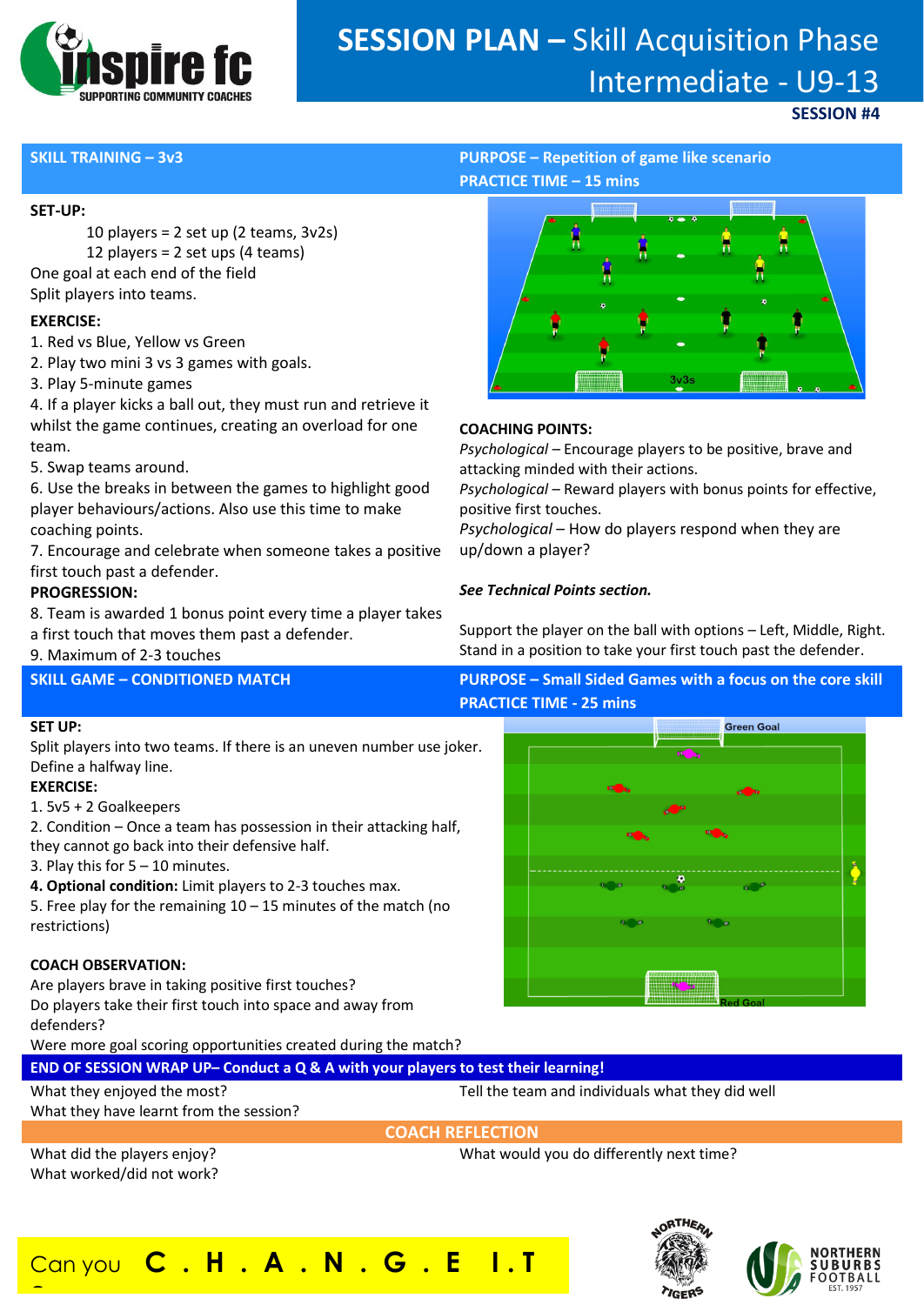# SESSION PLAN – Skill Acquisition Phase Intermediate - U9-13

**SESSION #4**

## SKILL TRAINING – 3v3

**PURPOSE – Repetition of game like scenario**
**PRACTICE TIME – 15 mins**

**SET-UP:**

10 players = 2 set up (2 teams, 3v2s)
12 players = 2 set ups (4 teams)

One goal at each end of the field
Split players into teams.

**EXERCISE:**

1. Red vs Blue, Yellow vs Green
2. Play two mini 3 vs 3 games with goals.
3. Play 5-minute games
4. If a player kicks a ball out, they must run and retrieve it whilst the game continues, creating an overload for one team.
5. Swap teams around.
6. Use the breaks in between the games to highlight good player behaviours/actions. Also use this time to make coaching points.
7. Encourage and celebrate when someone takes a positive first touch past a defender.

**PROGRESSION:**

8. Team is awarded 1 bonus point every time a player takes a first touch that moves them past a defender.
9. Maximum of 2-3 touches

3v3s

**COACHING POINTS:**

*Psychological* – Encourage players to be positive, brave and attacking minded with their actions.
*Psychological* – Reward players with bonus points for effective, positive first touches.
*Psychological* – How do players respond when they are up/down a player?

***See Technical Points section.***

Support the player on the ball with options – Left, Middle, Right.
Stand in a position to take your first touch past the defender.

## SKILL GAME – CONDITIONED MATCH

**PURPOSE – Small Sided Games with a focus on the core skill**
**PRACTICE TIME - 25 mins**

**SET UP:**

Split players into two teams. If there is an uneven number use joker.
Define a halfway line.

**EXERCISE:**

1. 5v5 + 2 Goalkeepers
2. Condition – Once a team has possession in their attacking half, they cannot go back into their defensive half.
3. Play this for 5 – 10 minutes.
4. **Optional condition:** Limit players to 2-3 touches max.
5. Free play for the remaining 10 – 15 minutes of the match (no restrictions)

Green Goal

Red Goal

**COACH OBSERVATION:**

Are players brave in taking positive first touches?
Do players take their first touch into space and away from defenders?
Were more goal scoring opportunities created during the match?

## END OF SESSION WRAP UP– Conduct a Q & A with your players to test their learning!

What they enjoyed the most?
What they have learnt from the session?

Tell the team and individuals what they did well

## COACH REFLECTION

What did the players enjoy?
What worked/did not work?

What would you do differently next time?

Can you C . H . A . N . G . E I . T